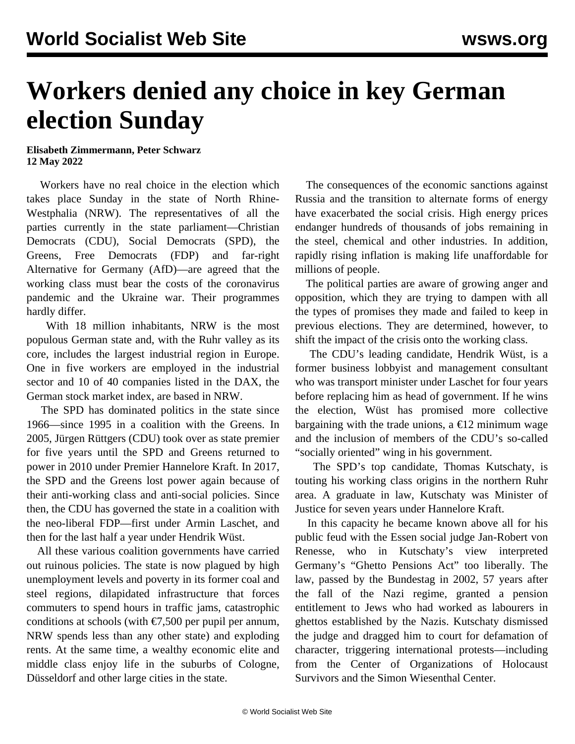# Workers denied any choice in key German election Sunday

**Elisabeth Zimmermann, Peter Schwarz**
**12 May 2022**

Workers have no real choice in the election which takes place Sunday in the state of North Rhine-Westphalia (NRW). The representatives of all the parties currently in the state parliament—Christian Democrats (CDU), Social Democrats (SPD), the Greens, Free Democrats (FDP) and far-right Alternative for Germany (AfD)—are agreed that the working class must bear the costs of the coronavirus pandemic and the Ukraine war. Their programmes hardly differ.

With 18 million inhabitants, NRW is the most populous German state and, with the Ruhr valley as its core, includes the largest industrial region in Europe. One in five workers are employed in the industrial sector and 10 of 40 companies listed in the DAX, the German stock market index, are based in NRW.

The SPD has dominated politics in the state since 1966—since 1995 in a coalition with the Greens. In 2005, Jürgen Rüttgers (CDU) took over as state premier for five years until the SPD and Greens returned to power in 2010 under Premier Hannelore Kraft. In 2017, the SPD and the Greens lost power again because of their anti-working class and anti-social policies. Since then, the CDU has governed the state in a coalition with the neo-liberal FDP—first under Armin Laschet, and then for the last half a year under Hendrik Wüst.

All these various coalition governments have carried out ruinous policies. The state is now plagued by high unemployment levels and poverty in its former coal and steel regions, dilapidated infrastructure that forces commuters to spend hours in traffic jams, catastrophic conditions at schools (with €7,500 per pupil per annum, NRW spends less than any other state) and exploding rents. At the same time, a wealthy economic elite and middle class enjoy life in the suburbs of Cologne, Düsseldorf and other large cities in the state.

The consequences of the economic sanctions against Russia and the transition to alternate forms of energy have exacerbated the social crisis. High energy prices endanger hundreds of thousands of jobs remaining in the steel, chemical and other industries. In addition, rapidly rising inflation is making life unaffordable for millions of people.

The political parties are aware of growing anger and opposition, which they are trying to dampen with all the types of promises they made and failed to keep in previous elections. They are determined, however, to shift the impact of the crisis onto the working class.

The CDU's leading candidate, Hendrik Wüst, is a former business lobbyist and management consultant who was transport minister under Laschet for four years before replacing him as head of government. If he wins the election, Wüst has promised more collective bargaining with the trade unions, a €12 minimum wage and the inclusion of members of the CDU's so-called "socially oriented" wing in his government.

The SPD's top candidate, Thomas Kutschaty, is touting his working class origins in the northern Ruhr area. A graduate in law, Kutschaty was Minister of Justice for seven years under Hannelore Kraft.

In this capacity he became known above all for his public feud with the Essen social judge Jan-Robert von Renesse, who in Kutschaty's view interpreted Germany's "Ghetto Pensions Act" too liberally. The law, passed by the Bundestag in 2002, 57 years after the fall of the Nazi regime, granted a pension entitlement to Jews who had worked as labourers in ghettos established by the Nazis. Kutschaty dismissed the judge and dragged him to court for defamation of character, triggering international protests—including from the Center of Organizations of Holocaust Survivors and the Simon Wiesenthal Center.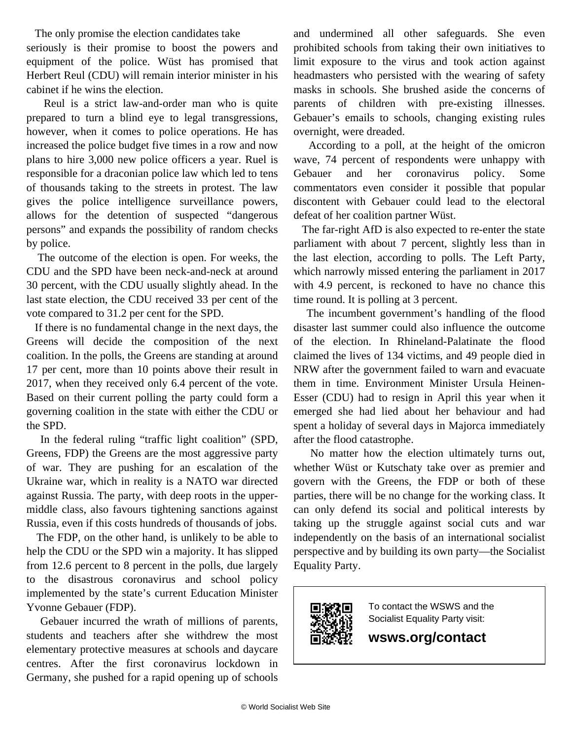The only promise the election candidates take seriously is their promise to boost the powers and equipment of the police. Wüst has promised that Herbert Reul (CDU) will remain interior minister in his cabinet if he wins the election.

Reul is a strict law-and-order man who is quite prepared to turn a blind eye to legal transgressions, however, when it comes to police operations. He has increased the police budget five times in a row and now plans to hire 3,000 new police officers a year. Ruel is responsible for a draconian police law which led to tens of thousands taking to the streets in protest. The law gives the police intelligence surveillance powers, allows for the detention of suspected "dangerous persons" and expands the possibility of random checks by police.

The outcome of the election is open. For weeks, the CDU and the SPD have been neck-and-neck at around 30 percent, with the CDU usually slightly ahead. In the last state election, the CDU received 33 per cent of the vote compared to 31.2 per cent for the SPD.

If there is no fundamental change in the next days, the Greens will decide the composition of the next coalition. In the polls, the Greens are standing at around 17 per cent, more than 10 points above their result in 2017, when they received only 6.4 percent of the vote. Based on their current polling the party could form a governing coalition in the state with either the CDU or the SPD.

In the federal ruling "traffic light coalition" (SPD, Greens, FDP) the Greens are the most aggressive party of war. They are pushing for an escalation of the Ukraine war, which in reality is a NATO war directed against Russia. The party, with deep roots in the upper-middle class, also favours tightening sanctions against Russia, even if this costs hundreds of thousands of jobs.

The FDP, on the other hand, is unlikely to be able to help the CDU or the SPD win a majority. It has slipped from 12.6 percent to 8 percent in the polls, due largely to the disastrous coronavirus and school policy implemented by the state's current Education Minister Yvonne Gebauer (FDP).

Gebauer incurred the wrath of millions of parents, students and teachers after she withdrew the most elementary protective measures at schools and daycare centres. After the first coronavirus lockdown in Germany, she pushed for a rapid opening up of schools and undermined all other safeguards. She even prohibited schools from taking their own initiatives to limit exposure to the virus and took action against headmasters who persisted with the wearing of safety masks in schools. She brushed aside the concerns of parents of children with pre-existing illnesses. Gebauer's emails to schools, changing existing rules overnight, were dreaded.

According to a poll, at the height of the omicron wave, 74 percent of respondents were unhappy with Gebauer and her coronavirus policy. Some commentators even consider it possible that popular discontent with Gebauer could lead to the electoral defeat of her coalition partner Wüst.

The far-right AfD is also expected to re-enter the state parliament with about 7 percent, slightly less than in the last election, according to polls. The Left Party, which narrowly missed entering the parliament in 2017 with 4.9 percent, is reckoned to have no chance this time round. It is polling at 3 percent.

The incumbent government's handling of the flood disaster last summer could also influence the outcome of the election. In Rhineland-Palatinate the flood claimed the lives of 134 victims, and 49 people died in NRW after the government failed to warn and evacuate them in time. Environment Minister Ursula Heinen-Esser (CDU) had to resign in April this year when it emerged she had lied about her behaviour and had spent a holiday of several days in Majorca immediately after the flood catastrophe.

No matter how the election ultimately turns out, whether Wüst or Kutschaty take over as premier and govern with the Greens, the FDP or both of these parties, there will be no change for the working class. It can only defend its social and political interests by taking up the struggle against social cuts and war independently on the basis of an international socialist perspective and by building its own party—the Socialist Equality Party.

To contact the WSWS and the Socialist Equality Party visit:

**wsws.org/contact**